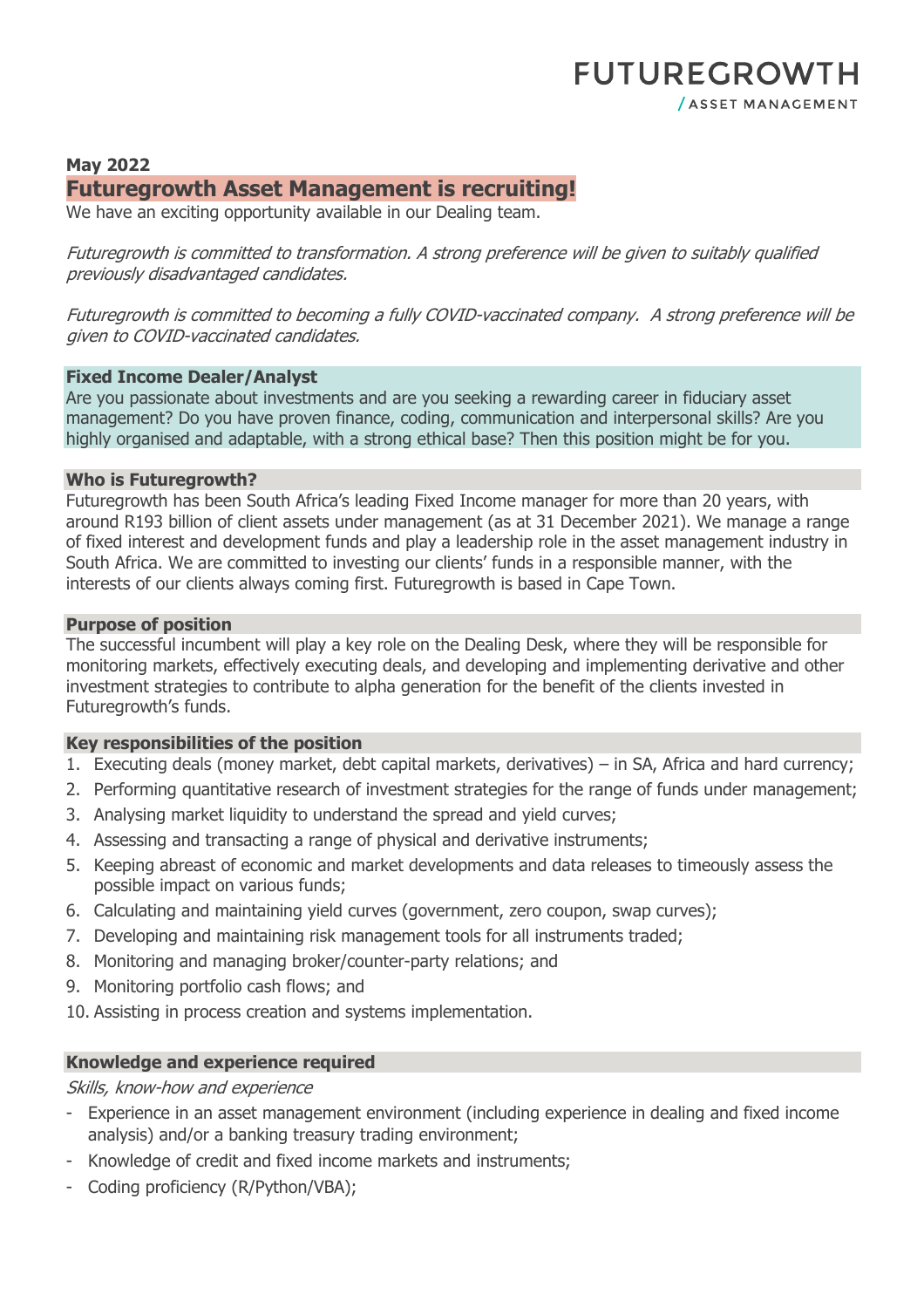**FUTUREGROWTH**
/ ASSET MANAGEMENT

**May 2022**

# Futuregrowth Asset Management is recruiting!

We have an exciting opportunity available in our Dealing team.

*Futuregrowth is committed to transformation. A strong preference will be given to suitably qualified previously disadvantaged candidates.*

*Futuregrowth is committed to becoming a fully COVID-vaccinated company. A strong preference will be given to COVID-vaccinated candidates.*

## Fixed Income Dealer/Analyst

Are you passionate about investments and are you seeking a rewarding career in fiduciary asset management? Do you have proven finance, coding, communication and interpersonal skills? Are you highly organised and adaptable, with a strong ethical base? Then this position might be for you.

## Who is Futuregrowth?

Futuregrowth has been South Africa's leading Fixed Income manager for more than 20 years, with around R193 billion of client assets under management (as at 31 December 2021). We manage a range of fixed interest and development funds and play a leadership role in the asset management industry in South Africa. We are committed to investing our clients' funds in a responsible manner, with the interests of our clients always coming first. Futuregrowth is based in Cape Town.

## Purpose of position

The successful incumbent will play a key role on the Dealing Desk, where they will be responsible for monitoring markets, effectively executing deals, and developing and implementing derivative and other investment strategies to contribute to alpha generation for the benefit of the clients invested in Futuregrowth's funds.

## Key responsibilities of the position

1. Executing deals (money market, debt capital markets, derivatives) – in SA, Africa and hard currency;
2. Performing quantitative research of investment strategies for the range of funds under management;
3. Analysing market liquidity to understand the spread and yield curves;
4. Assessing and transacting a range of physical and derivative instruments;
5. Keeping abreast of economic and market developments and data releases to timeously assess the possible impact on various funds;
6. Calculating and maintaining yield curves (government, zero coupon, swap curves);
7. Developing and maintaining risk management tools for all instruments traded;
8. Monitoring and managing broker/counter-party relations; and
9. Monitoring portfolio cash flows; and
10. Assisting in process creation and systems implementation.

## Knowledge and experience required

*Skills, know-how and experience*

- Experience in an asset management environment (including experience in dealing and fixed income analysis) and/or a banking treasury trading environment;
- Knowledge of credit and fixed income markets and instruments;
- Coding proficiency (R/Python/VBA);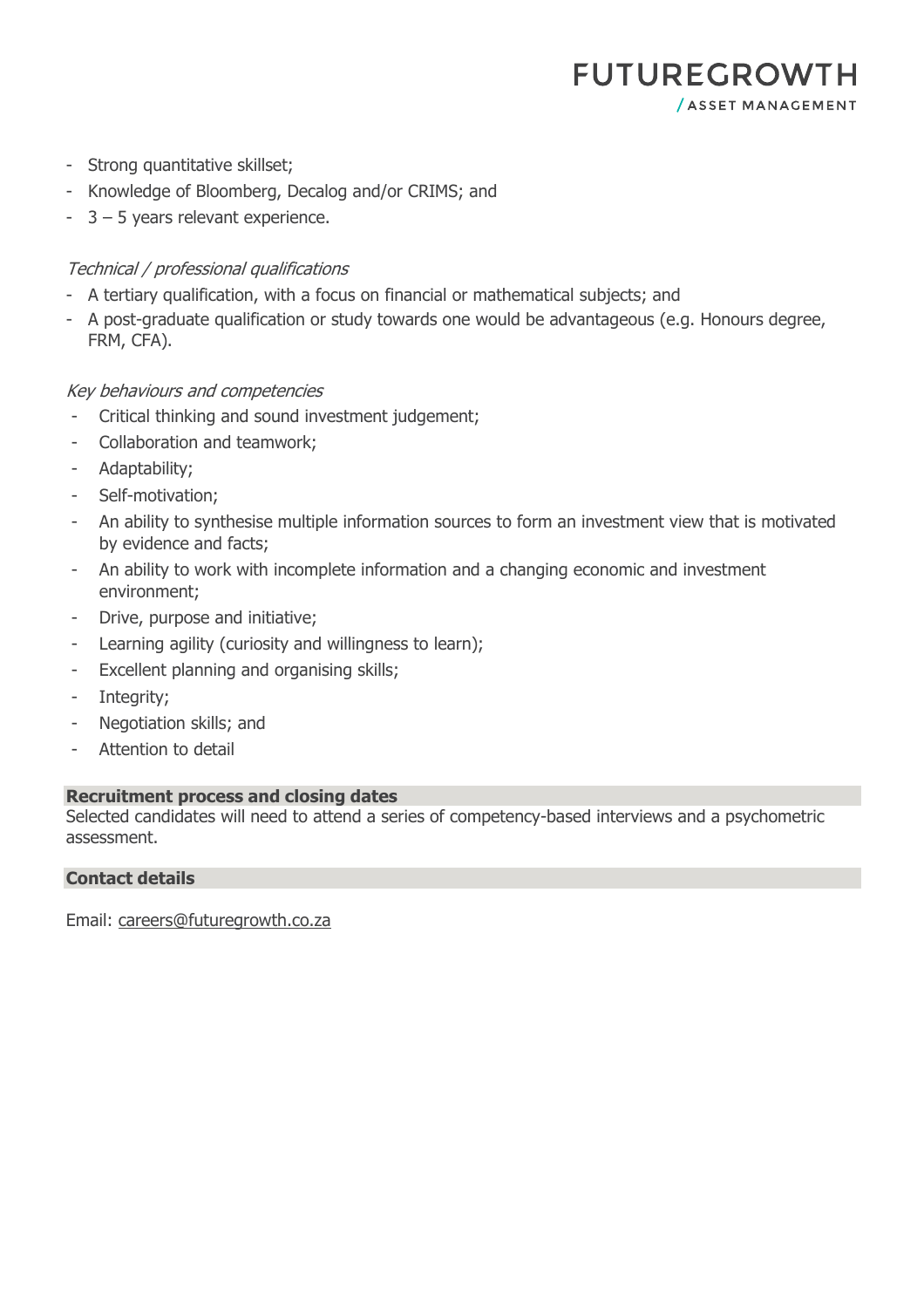- Strong quantitative skillset;
- Knowledge of Bloomberg, Decalog and/or CRIMS; and
- 3 – 5 years relevant experience.

*Technical / professional qualifications*

- A tertiary qualification, with a focus on financial or mathematical subjects; and
- A post-graduate qualification or study towards one would be advantageous (e.g. Honours degree, FRM, CFA).

*Key behaviours and competencies*

- Critical thinking and sound investment judgement;
- Collaboration and teamwork;
- Adaptability;
- Self-motivation;
- An ability to synthesise multiple information sources to form an investment view that is motivated by evidence and facts;
- An ability to work with incomplete information and a changing economic and investment environment;
- Drive, purpose and initiative;
- Learning agility (curiosity and willingness to learn);
- Excellent planning and organising skills;
- Integrity;
- Negotiation skills; and
- Attention to detail

**Recruitment process and closing dates**

Selected candidates will need to attend a series of competency-based interviews and a psychometric assessment.

**Contact details**

Email: careers@futuregrowth.co.za